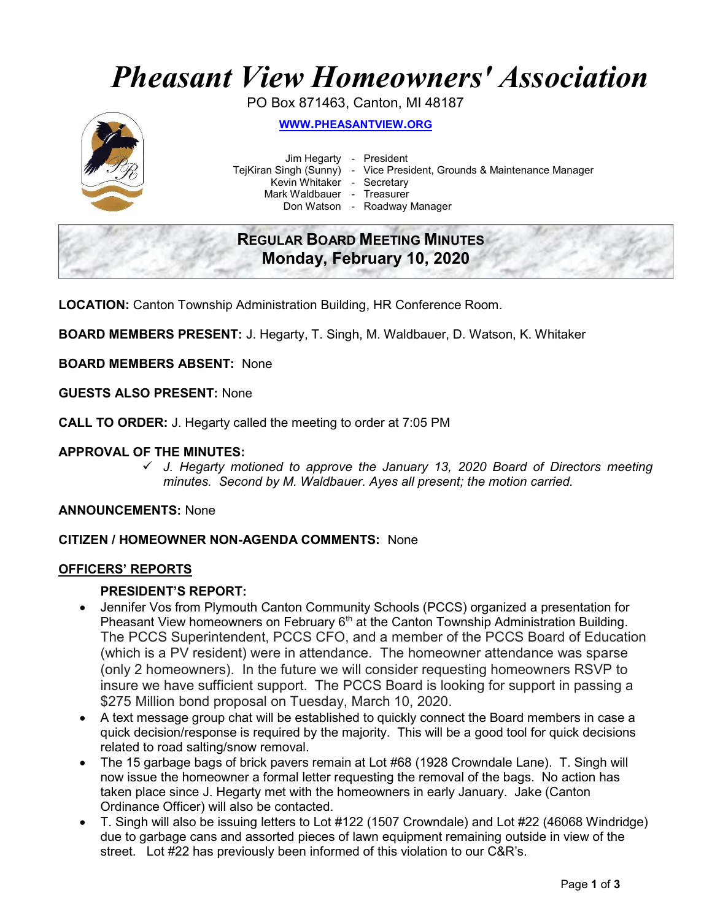# *Pheasant View Homeowners' Association*

PO Box 871463, Canton, MI 48187

**WWW.PHEASANTVIEW.ORG**

Jim Hegarty - President
TejKiran Singh (Sunny) - Vice President, Grounds & Maintenance Manager
Kevin Whitaker - Secretary
Mark Waldbauer - Treasurer
Don Watson - Roadway Manager

## REGULAR BOARD MEETING MINUTES
## Monday, February 10, 2020

**LOCATION:** Canton Township Administration Building, HR Conference Room.

**BOARD MEMBERS PRESENT:** J. Hegarty, T. Singh, M. Waldbauer, D. Watson, K. Whitaker

**BOARD MEMBERS ABSENT:** None

**GUESTS ALSO PRESENT:** None

**CALL TO ORDER:** J. Hegarty called the meeting to order at 7:05 PM

**APPROVAL OF THE MINUTES:**

- ✓ *J. Hegarty motioned to approve the January 13, 2020 Board of Directors meeting minutes. Second by M. Waldbauer. Ayes all present; the motion carried.*

**ANNOUNCEMENTS:** None

**CITIZEN / HOMEOWNER NON-AGENDA COMMENTS:** None

**OFFICERS' REPORTS**

**PRESIDENT'S REPORT:**

- Jennifer Vos from Plymouth Canton Community Schools (PCCS) organized a presentation for Pheasant View homeowners on February 6th at the Canton Township Administration Building. The PCCS Superintendent, PCCS CFO, and a member of the PCCS Board of Education (which is a PV resident) were in attendance. The homeowner attendance was sparse (only 2 homeowners). In the future we will consider requesting homeowners RSVP to insure we have sufficient support. The PCCS Board is looking for support in passing a $275 Million bond proposal on Tuesday, March 10, 2020.
- A text message group chat will be established to quickly connect the Board members in case a quick decision/response is required by the majority. This will be a good tool for quick decisions related to road salting/snow removal.
- The 15 garbage bags of brick pavers remain at Lot #68 (1928 Crowndale Lane). T. Singh will now issue the homeowner a formal letter requesting the removal of the bags. No action has taken place since J. Hegarty met with the homeowners in early January. Jake (Canton Ordinance Officer) will also be contacted.
- T. Singh will also be issuing letters to Lot #122 (1507 Crowndale) and Lot #22 (46068 Windridge) due to garbage cans and assorted pieces of lawn equipment remaining outside in view of the street. Lot #22 has previously been informed of this violation to our C&R's.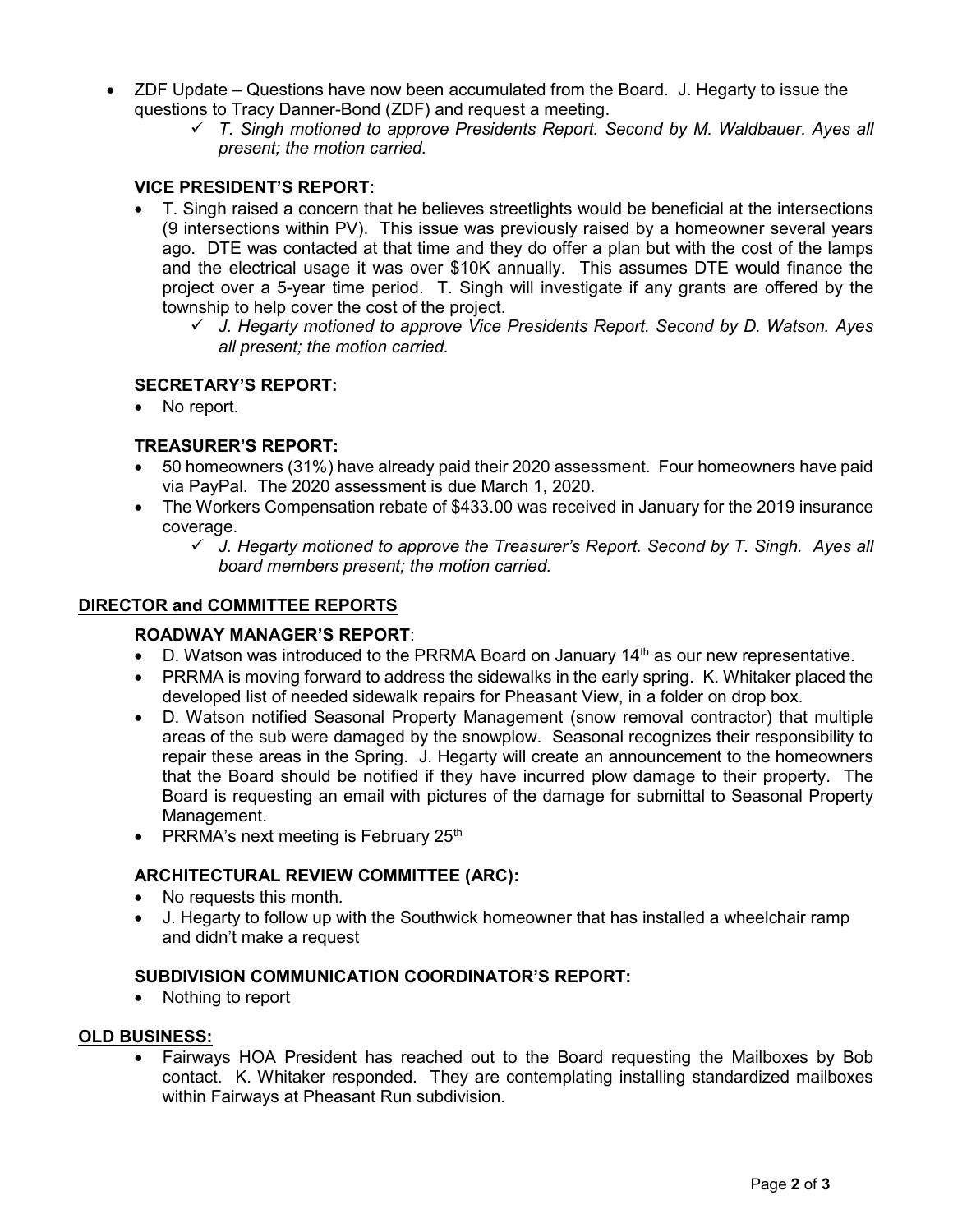- ZDF Update – Questions have now been accumulated from the Board. J. Hegarty to issue the questions to Tracy Danner-Bond (ZDF) and request a meeting.
  - ✓ *T. Singh motioned to approve Presidents Report. Second by M. Waldbauer. Ayes all present; the motion carried.*

### VICE PRESIDENT'S REPORT:

- T. Singh raised a concern that he believes streetlights would be beneficial at the intersections (9 intersections within PV). This issue was previously raised by a homeowner several years ago. DTE was contacted at that time and they do offer a plan but with the cost of the lamps and the electrical usage it was over $10K annually. This assumes DTE would finance the project over a 5-year time period. T. Singh will investigate if any grants are offered by the township to help cover the cost of the project.
  - ✓ *J. Hegarty motioned to approve Vice Presidents Report. Second by D. Watson. Ayes all present; the motion carried.*

### SECRETARY'S REPORT:

- No report.

### TREASURER'S REPORT:

- 50 homeowners (31%) have already paid their 2020 assessment. Four homeowners have paid via PayPal. The 2020 assessment is due March 1, 2020.
- The Workers Compensation rebate of $433.00 was received in January for the 2019 insurance coverage.
  - ✓ *J. Hegarty motioned to approve the Treasurer's Report. Second by T. Singh. Ayes all board members present; the motion carried.*

## DIRECTOR and COMMITTEE REPORTS

### ROADWAY MANAGER'S REPORT:

- D. Watson was introduced to the PRRMA Board on January 14th as our new representative.
- PRRMA is moving forward to address the sidewalks in the early spring. K. Whitaker placed the developed list of needed sidewalk repairs for Pheasant View, in a folder on drop box.
- D. Watson notified Seasonal Property Management (snow removal contractor) that multiple areas of the sub were damaged by the snowplow. Seasonal recognizes their responsibility to repair these areas in the Spring. J. Hegarty will create an announcement to the homeowners that the Board should be notified if they have incurred plow damage to their property. The Board is requesting an email with pictures of the damage for submittal to Seasonal Property Management.
- PRRMA's next meeting is February 25th

### ARCHITECTURAL REVIEW COMMITTEE (ARC):

- No requests this month.
- J. Hegarty to follow up with the Southwick homeowner that has installed a wheelchair ramp and didn't make a request

### SUBDIVISION COMMUNICATION COORDINATOR'S REPORT:

- Nothing to report

## OLD BUSINESS:

- Fairways HOA President has reached out to the Board requesting the Mailboxes by Bob contact. K. Whitaker responded. They are contemplating installing standardized mailboxes within Fairways at Pheasant Run subdivision.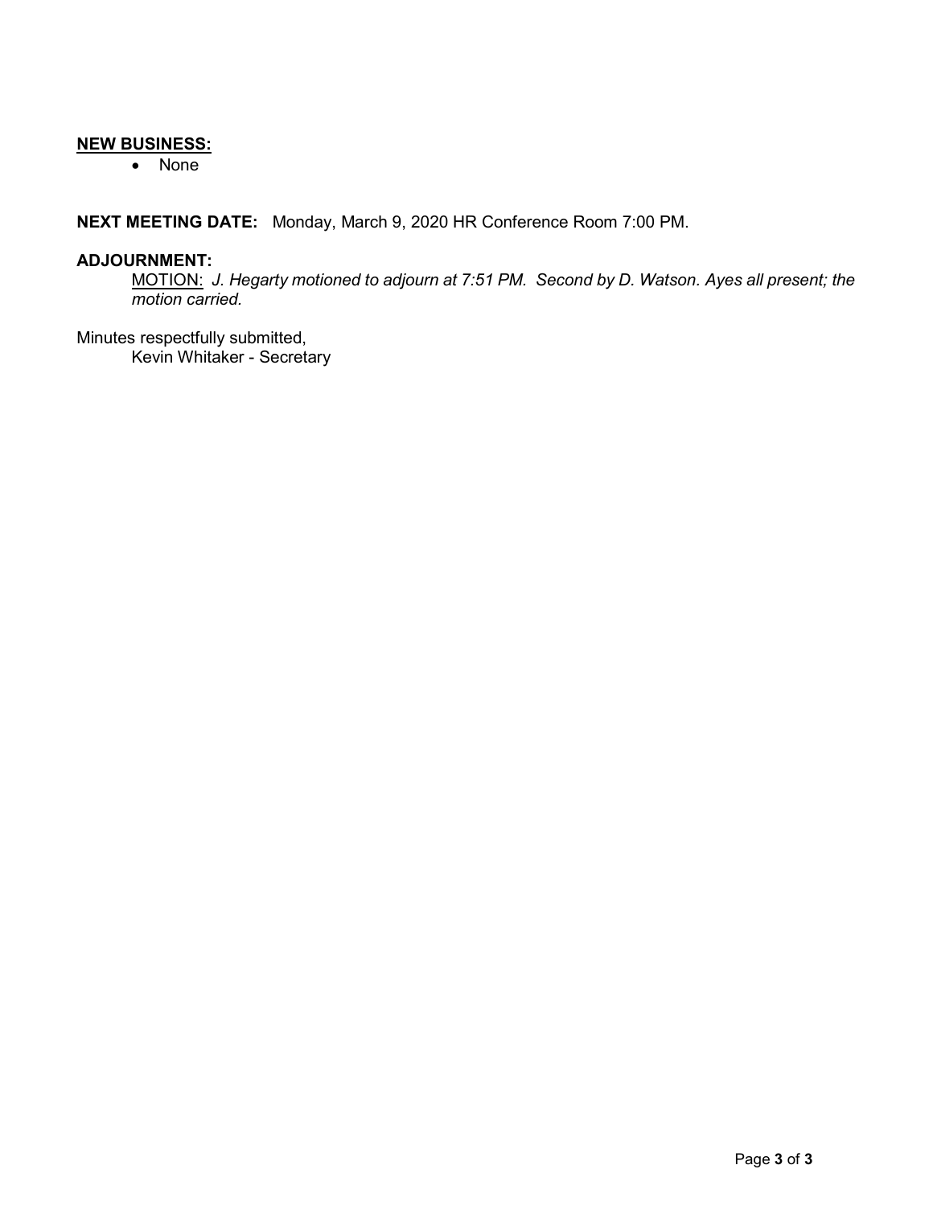**NEW BUSINESS:**

- None

**NEXT MEETING DATE:** Monday, March 9, 2020 HR Conference Room 7:00 PM.

**ADJOURNMENT:**

MOTION: *J. Hegarty motioned to adjourn at 7:51 PM. Second by D. Watson. Ayes all present; the motion carried.*

Minutes respectfully submitted,
Kevin Whitaker - Secretary